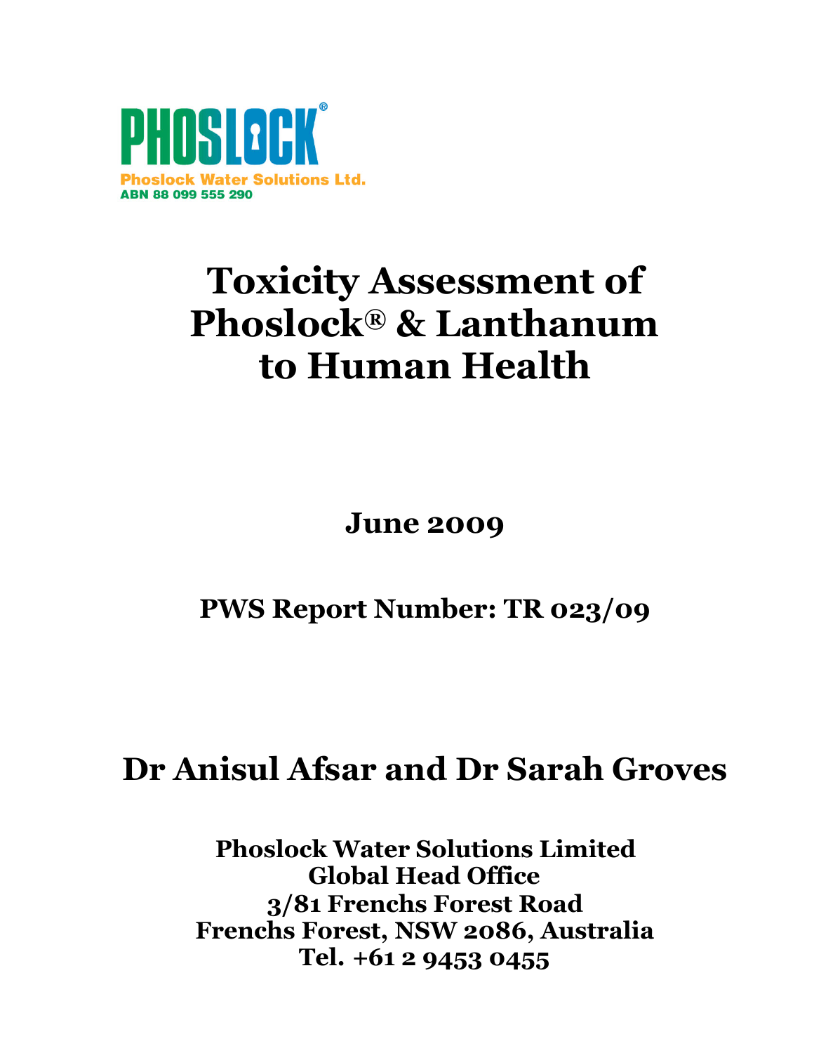PHOSLOCK®

Phoslock Water Solutions Ltd.
ABN 88 099 555 290

# Toxicity Assessment of Phoslock® & Lanthanum to Human Health

**June 2009**

**PWS Report Number: TR 023/09**

## Dr Anisul Afsar and Dr Sarah Groves

**Phoslock Water Solutions Limited**
**Global Head Office**
**3/81 Frenchs Forest Road**
**Frenchs Forest, NSW 2086, Australia**
**Tel. +61 2 9453 0455**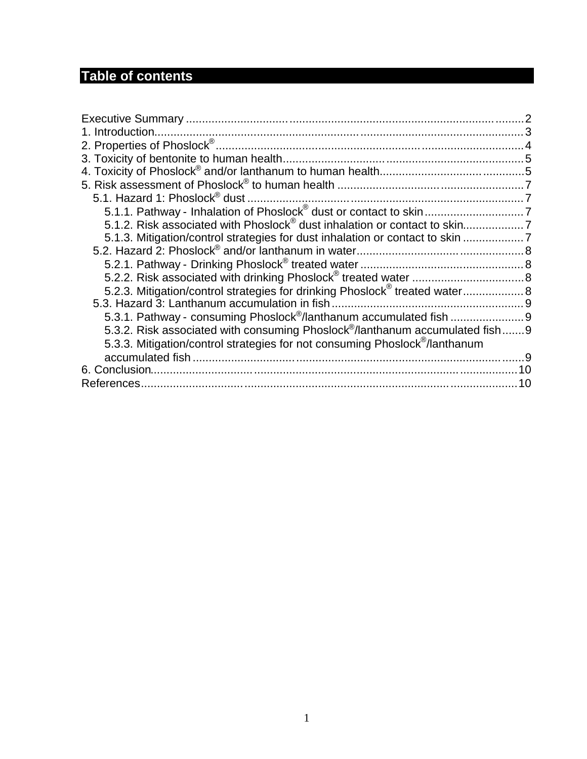## Table of contents

Executive Summary ........................................................................................2
1. Introduction..................................................................................................3
2. Properties of Phoslock® ................................................................................4
3. Toxicity of bentonite to human health...........................................................5
4. Toxicity of Phoslock® and/or lanthanum to human health..............................5
5. Risk assessment of Phoslock® to human health ..........................................7
   5.1. Hazard 1: Phoslock® dust ......................................................................7
      5.1.1. Pathway - Inhalation of Phoslock® dust or contact to skin ...............7
      5.1.2. Risk associated with Phoslock® dust inhalation or contact to skin..................7
      5.1.3. Mitigation/control strategies for dust inhalation or contact to skin ..................7
   5.2. Hazard 2: Phoslock® and/or lanthanum in water.....................................8
      5.2.1. Pathway - Drinking Phoslock® treated water ....................................8
      5.2.2. Risk associated with drinking Phoslock® treated water ....................8
      5.2.3. Mitigation/control strategies for drinking Phoslock® treated water...................8
   5.3. Hazard 3: Lanthanum accumulation in fish ............................................9
      5.3.1. Pathway - consuming Phoslock®/lanthanum accumulated fish .......................9
      5.3.2. Risk associated with consuming Phoslock®/lanthanum accumulated fish.......9
      5.3.3. Mitigation/control strategies for not consuming Phoslock®/lanthanum accumulated fish .......9
6. Conclusion...................................................................................................10
References......................................................................................................10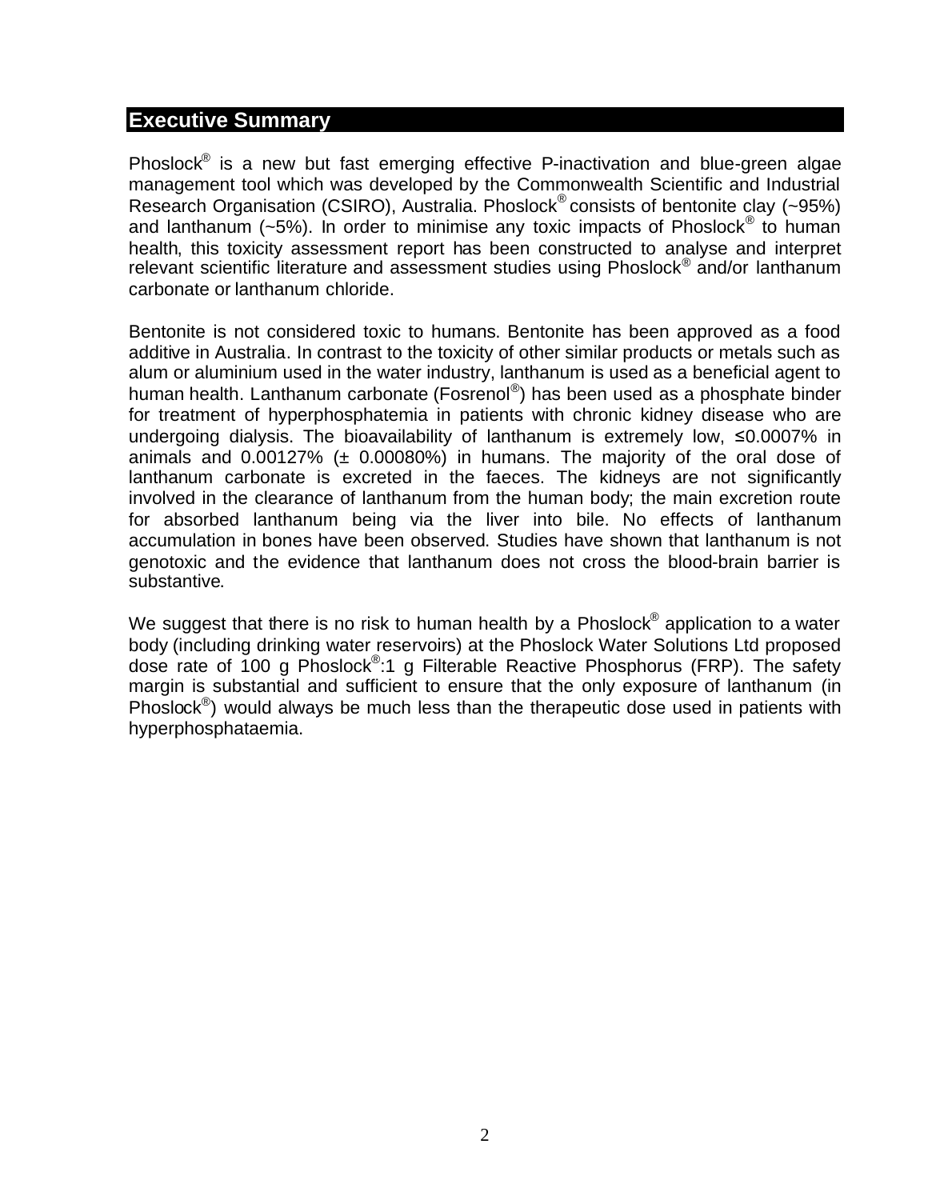## Executive Summary

Phoslock® is a new but fast emerging effective P-inactivation and blue-green algae management tool which was developed by the Commonwealth Scientific and Industrial Research Organisation (CSIRO), Australia. Phoslock® consists of bentonite clay (~95%) and lanthanum (~5%). In order to minimise any toxic impacts of Phoslock® to human health, this toxicity assessment report has been constructed to analyse and interpret relevant scientific literature and assessment studies using Phoslock® and/or lanthanum carbonate or lanthanum chloride.

Bentonite is not considered toxic to humans. Bentonite has been approved as a food additive in Australia. In contrast to the toxicity of other similar products or metals such as alum or aluminium used in the water industry, lanthanum is used as a beneficial agent to human health. Lanthanum carbonate (Fosrenol®) has been used as a phosphate binder for treatment of hyperphosphatemia in patients with chronic kidney disease who are undergoing dialysis. The bioavailability of lanthanum is extremely low, ≤0.0007% in animals and 0.00127% (± 0.00080%) in humans. The majority of the oral dose of lanthanum carbonate is excreted in the faeces. The kidneys are not significantly involved in the clearance of lanthanum from the human body; the main excretion route for absorbed lanthanum being via the liver into bile. No effects of lanthanum accumulation in bones have been observed. Studies have shown that lanthanum is not genotoxic and the evidence that lanthanum does not cross the blood-brain barrier is substantive.

We suggest that there is no risk to human health by a Phoslock® application to a water body (including drinking water reservoirs) at the Phoslock Water Solutions Ltd proposed dose rate of 100 g Phoslock®:1 g Filterable Reactive Phosphorus (FRP). The safety margin is substantial and sufficient to ensure that the only exposure of lanthanum (in Phoslock®) would always be much less than the therapeutic dose used in patients with hyperphosphataemia.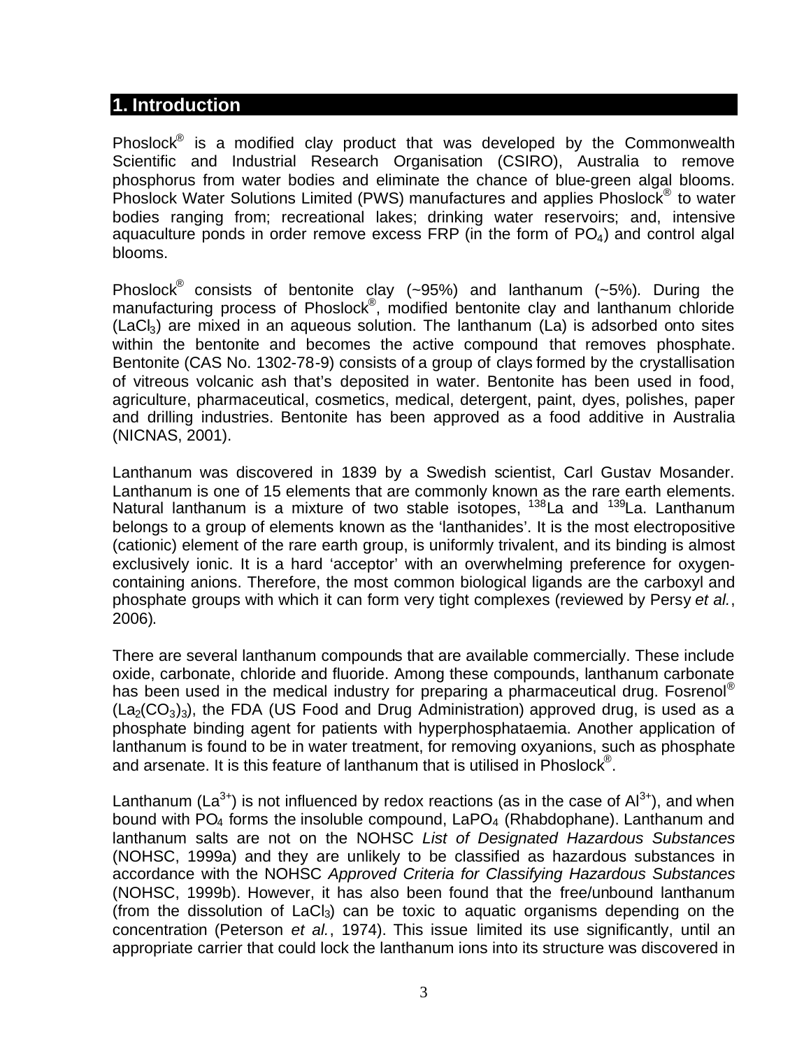# 1. Introduction

Phoslock® is a modified clay product that was developed by the Commonwealth Scientific and Industrial Research Organisation (CSIRO), Australia to remove phosphorus from water bodies and eliminate the chance of blue-green algal blooms. Phoslock Water Solutions Limited (PWS) manufactures and applies Phoslock® to water bodies ranging from; recreational lakes; drinking water reservoirs; and, intensive aquaculture ponds in order remove excess FRP (in the form of $PO_4$) and control algal blooms.

Phoslock® consists of bentonite clay (~95%) and lanthanum (~5%). During the manufacturing process of Phoslock®, modified bentonite clay and lanthanum chloride ($LaCl_3$) are mixed in an aqueous solution. The lanthanum (La) is adsorbed onto sites within the bentonite and becomes the active compound that removes phosphate. Bentonite (CAS No. 1302-78-9) consists of a group of clays formed by the crystallisation of vitreous volcanic ash that's deposited in water. Bentonite has been used in food, agriculture, pharmaceutical, cosmetics, medical, detergent, paint, dyes, polishes, paper and drilling industries. Bentonite has been approved as a food additive in Australia (NICNAS, 2001).

Lanthanum was discovered in 1839 by a Swedish scientist, Carl Gustav Mosander. Lanthanum is one of 15 elements that are commonly known as the rare earth elements. Natural lanthanum is a mixture of two stable isotopes, $^{138}La$ and $^{139}La$. Lanthanum belongs to a group of elements known as the 'lanthanides'. It is the most electropositive (cationic) element of the rare earth group, is uniformly trivalent, and its binding is almost exclusively ionic. It is a hard 'acceptor' with an overwhelming preference for oxygen-containing anions. Therefore, the most common biological ligands are the carboxyl and phosphate groups with which it can form very tight complexes (reviewed by Persy *et al.*, 2006).

There are several lanthanum compounds that are available commercially. These include oxide, carbonate, chloride and fluoride. Among these compounds, lanthanum carbonate has been used in the medical industry for preparing a pharmaceutical drug. Fosrenol® ($La_2(CO_3)_3$), the FDA (US Food and Drug Administration) approved drug, is used as a phosphate binding agent for patients with hyperphosphataemia. Another application of lanthanum is found to be in water treatment, for removing oxyanions, such as phosphate and arsenate. It is this feature of lanthanum that is utilised in Phoslock®.

Lanthanum ($La^{3+}$) is not influenced by redox reactions (as in the case of $Al^{3+}$), and when bound with $PO_4$ forms the insoluble compound, $LaPO_4$ (Rhabdophane). Lanthanum and lanthanum salts are not on the NOHSC *List of Designated Hazardous Substances* (NOHSC, 1999a) and they are unlikely to be classified as hazardous substances in accordance with the NOHSC *Approved Criteria for Classifying Hazardous Substances* (NOHSC, 1999b). However, it has also been found that the free/unbound lanthanum (from the dissolution of $LaCl_3$) can be toxic to aquatic organisms depending on the concentration (Peterson *et al.*, 1974). This issue limited its use significantly, until an appropriate carrier that could lock the lanthanum ions into its structure was discovered in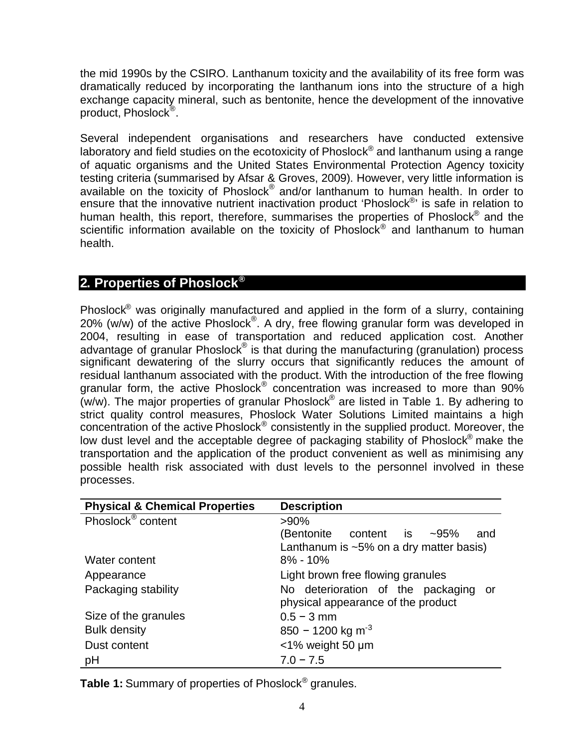the mid 1990s by the CSIRO. Lanthanum toxicity and the availability of its free form was dramatically reduced by incorporating the lanthanum ions into the structure of a high exchange capacity mineral, such as bentonite, hence the development of the innovative product, Phoslock®.

Several independent organisations and researchers have conducted extensive laboratory and field studies on the ecotoxicity of Phoslock® and lanthanum using a range of aquatic organisms and the United States Environmental Protection Agency toxicity testing criteria (summarised by Afsar & Groves, 2009). However, very little information is available on the toxicity of Phoslock® and/or lanthanum to human health. In order to ensure that the innovative nutrient inactivation product 'Phoslock®' is safe in relation to human health, this report, therefore, summarises the properties of Phoslock® and the scientific information available on the toxicity of Phoslock® and lanthanum to human health.

## 2. Properties of Phoslock®

Phoslock® was originally manufactured and applied in the form of a slurry, containing 20% (w/w) of the active Phoslock®. A dry, free flowing granular form was developed in 2004, resulting in ease of transportation and reduced application cost. Another advantage of granular Phoslock® is that during the manufacturing (granulation) process significant dewatering of the slurry occurs that significantly reduces the amount of residual lanthanum associated with the product. With the introduction of the free flowing granular form, the active Phoslock® concentration was increased to more than 90% (w/w). The major properties of granular Phoslock® are listed in Table 1. By adhering to strict quality control measures, Phoslock Water Solutions Limited maintains a high concentration of the active Phoslock® consistently in the supplied product. Moreover, the low dust level and the acceptable degree of packaging stability of Phoslock® make the transportation and the application of the product convenient as well as minimising any possible health risk associated with dust levels to the personnel involved in these processes.

| Physical & Chemical Properties | Description |
| --- | --- |
| Phoslock® content | >90% (Bentonite content is ~95% and Lanthanum is ~5% on a dry matter basis) |
| Water content | 8% - 10% |
| Appearance | Light brown free flowing granules |
| Packaging stability | No deterioration of the packaging or physical appearance of the product |
| Size of the granules | 0.5 − 3 mm |
| Bulk density | 850 − 1200 kg $m^{-3}$ |
| Dust content | <1% weight 50 µm |
| pH | 7.0 − 7.5 |

**Table 1:** Summary of properties of Phoslock® granules.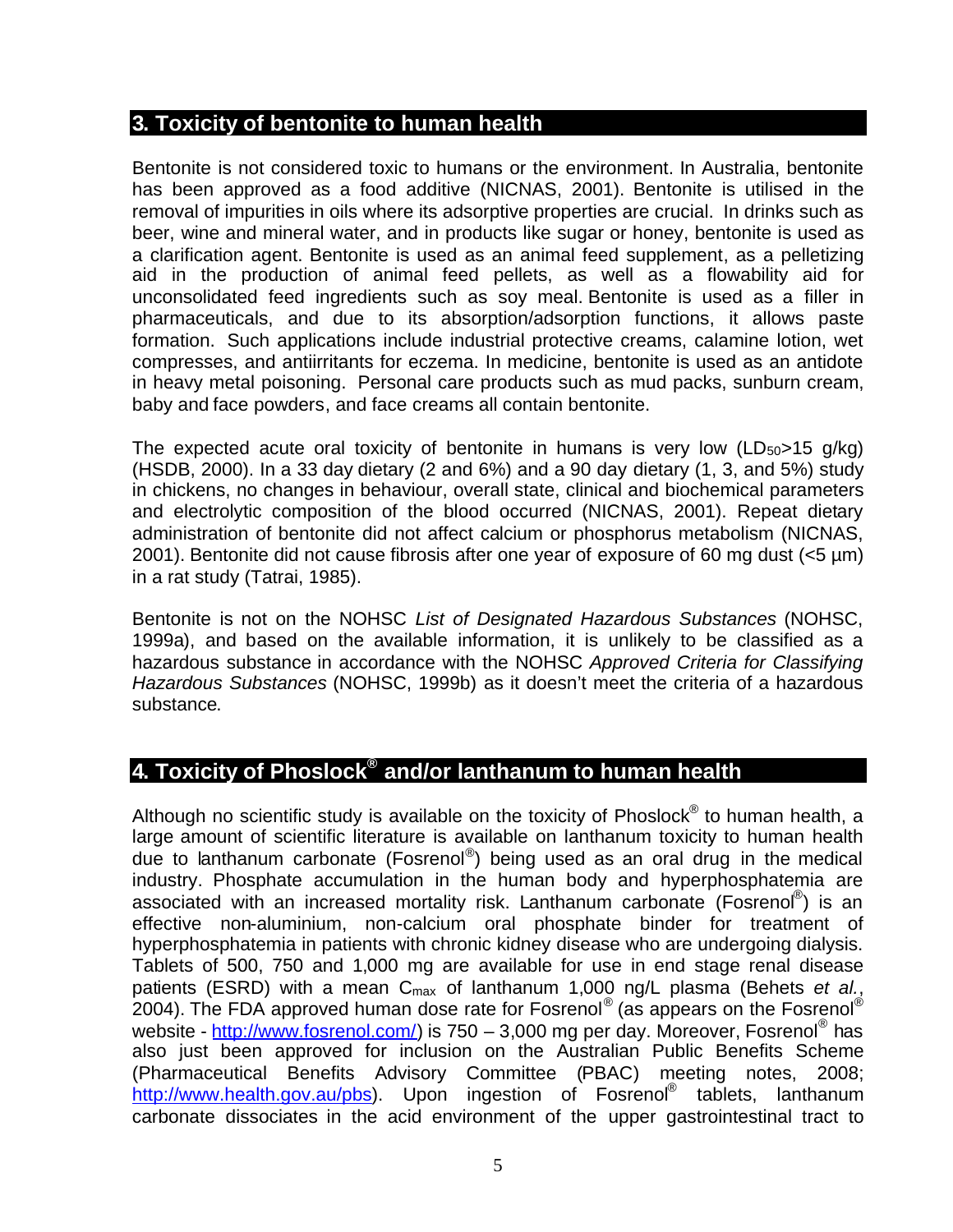## 3. Toxicity of bentonite to human health

Bentonite is not considered toxic to humans or the environment. In Australia, bentonite has been approved as a food additive (NICNAS, 2001). Bentonite is utilised in the removal of impurities in oils where its adsorptive properties are crucial. In drinks such as beer, wine and mineral water, and in products like sugar or honey, bentonite is used as a clarification agent. Bentonite is used as an animal feed supplement, as a pelletizing aid in the production of animal feed pellets, as well as a flowability aid for unconsolidated feed ingredients such as soy meal. Bentonite is used as a filler in pharmaceuticals, and due to its absorption/adsorption functions, it allows paste formation. Such applications include industrial protective creams, calamine lotion, wet compresses, and antiirritants for eczema. In medicine, bentonite is used as an antidote in heavy metal poisoning. Personal care products such as mud packs, sunburn cream, baby and face powders, and face creams all contain bentonite.

The expected acute oral toxicity of bentonite in humans is very low ($LD_{50}$>15 g/kg) (HSDB, 2000). In a 33 day dietary (2 and 6%) and a 90 day dietary (1, 3, and 5%) study in chickens, no changes in behaviour, overall state, clinical and biochemical parameters and electrolytic composition of the blood occurred (NICNAS, 2001). Repeat dietary administration of bentonite did not affect calcium or phosphorus metabolism (NICNAS, 2001). Bentonite did not cause fibrosis after one year of exposure of 60 mg dust (<5 µm) in a rat study (Tatrai, 1985).

Bentonite is not on the NOHSC *List of Designated Hazardous Substances* (NOHSC, 1999a), and based on the available information, it is unlikely to be classified as a hazardous substance in accordance with the NOHSC *Approved Criteria for Classifying Hazardous Substances* (NOHSC, 1999b) as it doesn't meet the criteria of a hazardous substance.

## 4. Toxicity of Phoslock® and/or lanthanum to human health

Although no scientific study is available on the toxicity of Phoslock® to human health, a large amount of scientific literature is available on lanthanum toxicity to human health due to lanthanum carbonate (Fosrenol®) being used as an oral drug in the medical industry. Phosphate accumulation in the human body and hyperphosphatemia are associated with an increased mortality risk. Lanthanum carbonate (Fosrenol®) is an effective non-aluminium, non-calcium oral phosphate binder for treatment of hyperphosphatemia in patients with chronic kidney disease who are undergoing dialysis. Tablets of 500, 750 and 1,000 mg are available for use in end stage renal disease patients (ESRD) with a mean $C_{max}$ of lanthanum 1,000 ng/L plasma (Behets *et al.*, 2004). The FDA approved human dose rate for Fosrenol® (as appears on the Fosrenol® website - http://www.fosrenol.com/) is 750 – 3,000 mg per day. Moreover, Fosrenol® has also just been approved for inclusion on the Australian Public Benefits Scheme (Pharmaceutical Benefits Advisory Committee (PBAC) meeting notes, 2008; http://www.health.gov.au/pbs). Upon ingestion of Fosrenol® tablets, lanthanum carbonate dissociates in the acid environment of the upper gastrointestinal tract to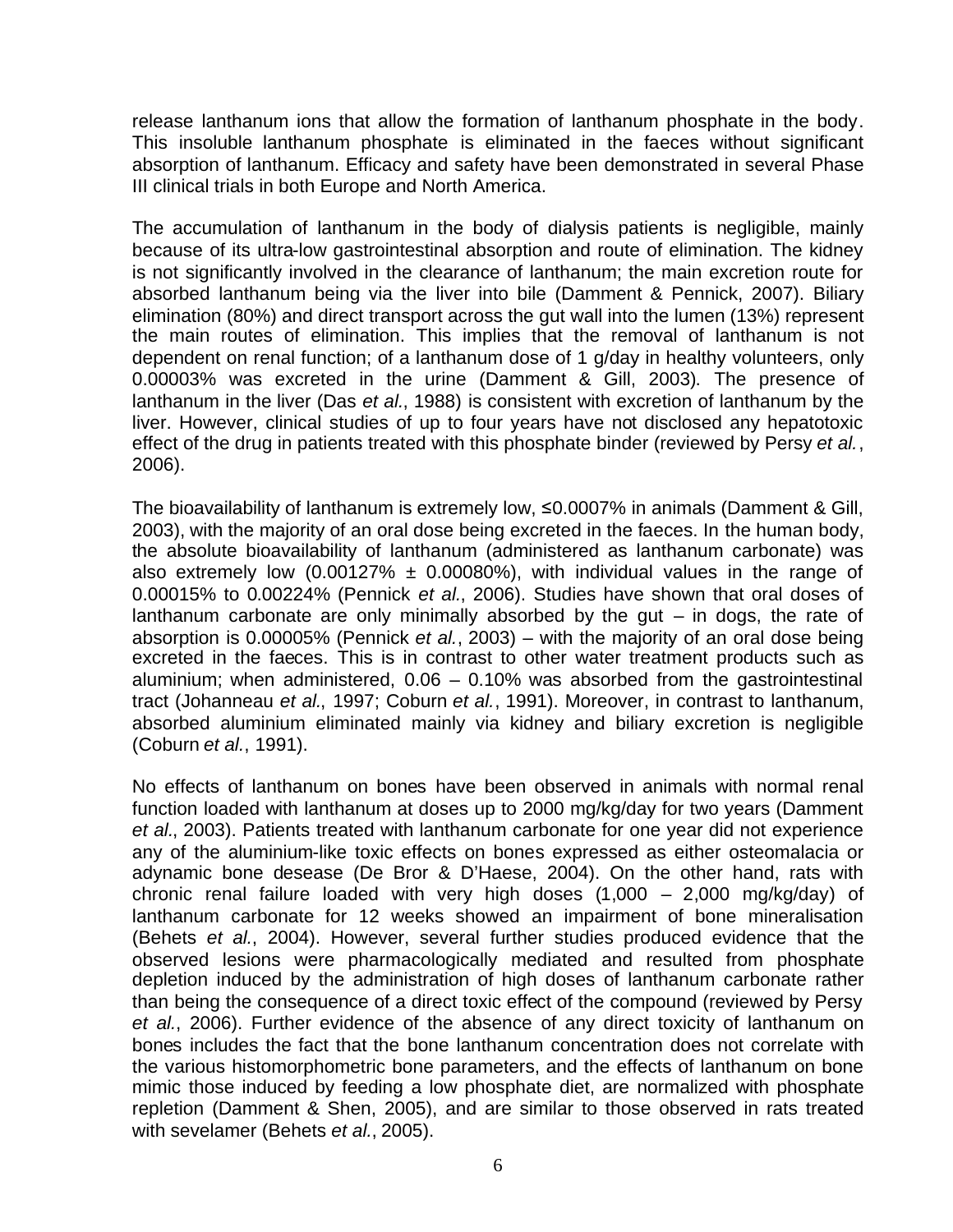release lanthanum ions that allow the formation of lanthanum phosphate in the body. This insoluble lanthanum phosphate is eliminated in the faeces without significant absorption of lanthanum. Efficacy and safety have been demonstrated in several Phase III clinical trials in both Europe and North America.

The accumulation of lanthanum in the body of dialysis patients is negligible, mainly because of its ultra-low gastrointestinal absorption and route of elimination. The kidney is not significantly involved in the clearance of lanthanum; the main excretion route for absorbed lanthanum being via the liver into bile (Damment & Pennick, 2007). Biliary elimination (80%) and direct transport across the gut wall into the lumen (13%) represent the main routes of elimination. This implies that the removal of lanthanum is not dependent on renal function; of a lanthanum dose of 1 g/day in healthy volunteers, only 0.00003% was excreted in the urine (Damment & Gill, 2003). The presence of lanthanum in the liver (Das *et al.*, 1988) is consistent with excretion of lanthanum by the liver. However, clinical studies of up to four years have not disclosed any hepatotoxic effect of the drug in patients treated with this phosphate binder (reviewed by Persy *et al.*, 2006).

The bioavailability of lanthanum is extremely low, ≤0.0007% in animals (Damment & Gill, 2003), with the majority of an oral dose being excreted in the faeces. In the human body, the absolute bioavailability of lanthanum (administered as lanthanum carbonate) was also extremely low (0.00127% ± 0.00080%), with individual values in the range of 0.00015% to 0.00224% (Pennick *et al.*, 2006). Studies have shown that oral doses of lanthanum carbonate are only minimally absorbed by the gut – in dogs, the rate of absorption is 0.00005% (Pennick *et al.*, 2003) – with the majority of an oral dose being excreted in the faeces. This is in contrast to other water treatment products such as aluminium; when administered, 0.06 – 0.10% was absorbed from the gastrointestinal tract (Johanneau *et al.*, 1997; Coburn *et al.*, 1991). Moreover, in contrast to lanthanum, absorbed aluminium eliminated mainly via kidney and biliary excretion is negligible (Coburn *et al.*, 1991).

No effects of lanthanum on bones have been observed in animals with normal renal function loaded with lanthanum at doses up to 2000 mg/kg/day for two years (Damment *et al.*, 2003). Patients treated with lanthanum carbonate for one year did not experience any of the aluminium-like toxic effects on bones expressed as either osteomalacia or adynamic bone desease (De Bror & D'Haese, 2004). On the other hand, rats with chronic renal failure loaded with very high doses (1,000 – 2,000 mg/kg/day) of lanthanum carbonate for 12 weeks showed an impairment of bone mineralisation (Behets *et al.*, 2004). However, several further studies produced evidence that the observed lesions were pharmacologically mediated and resulted from phosphate depletion induced by the administration of high doses of lanthanum carbonate rather than being the consequence of a direct toxic effect of the compound (reviewed by Persy *et al.*, 2006). Further evidence of the absence of any direct toxicity of lanthanum on bones includes the fact that the bone lanthanum concentration does not correlate with the various histomorphometric bone parameters, and the effects of lanthanum on bone mimic those induced by feeding a low phosphate diet, are normalized with phosphate repletion (Damment & Shen, 2005), and are similar to those observed in rats treated with sevelamer (Behets *et al.*, 2005).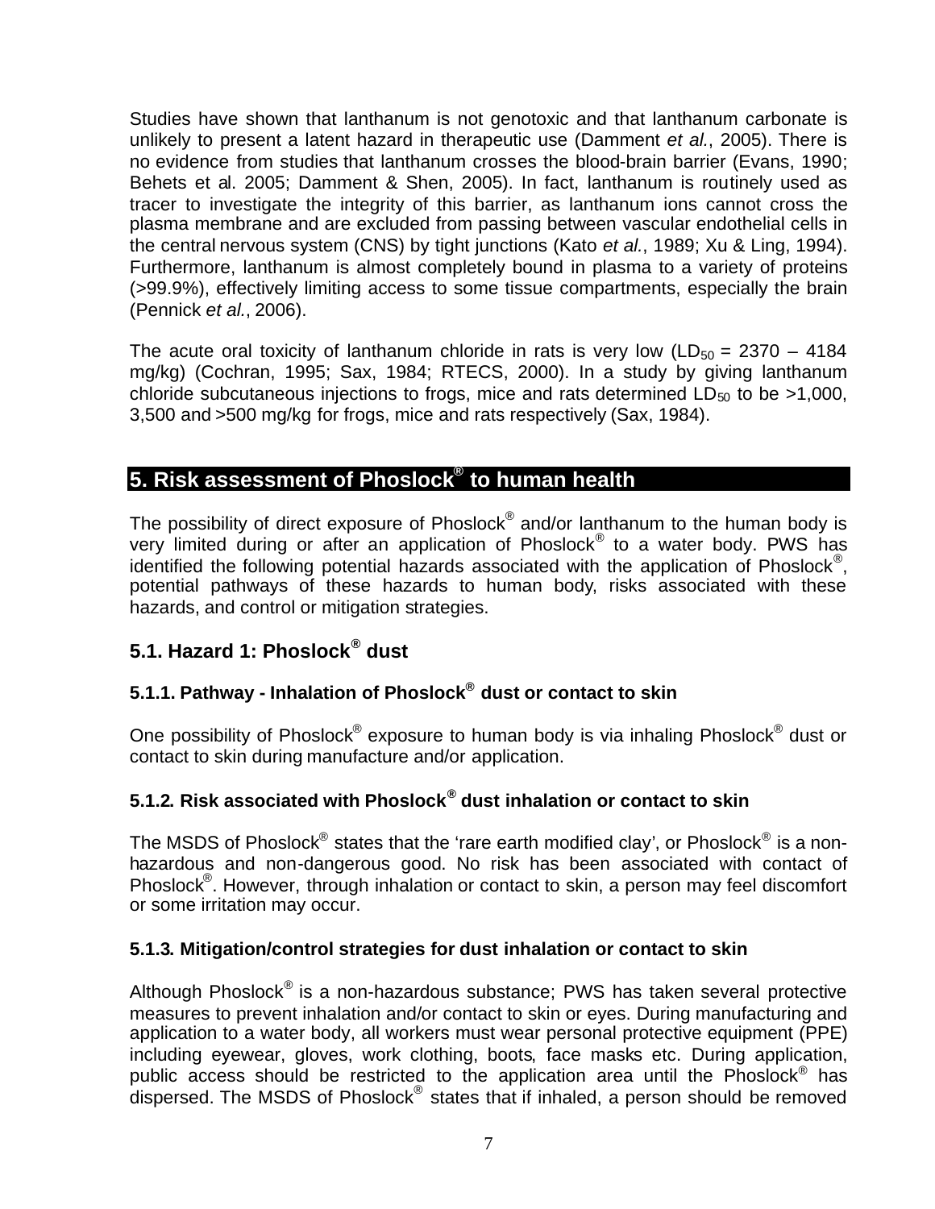Studies have shown that lanthanum is not genotoxic and that lanthanum carbonate is unlikely to present a latent hazard in therapeutic use (Damment *et al.*, 2005). There is no evidence from studies that lanthanum crosses the blood-brain barrier (Evans, 1990; Behets et al. 2005; Damment & Shen, 2005). In fact, lanthanum is routinely used as tracer to investigate the integrity of this barrier, as lanthanum ions cannot cross the plasma membrane and are excluded from passing between vascular endothelial cells in the central nervous system (CNS) by tight junctions (Kato *et al.*, 1989; Xu & Ling, 1994). Furthermore, lanthanum is almost completely bound in plasma to a variety of proteins (>99.9%), effectively limiting access to some tissue compartments, especially the brain (Pennick *et al.*, 2006).

The acute oral toxicity of lanthanum chloride in rats is very low ($LD_{50}$ = 2370 – 4184 mg/kg) (Cochran, 1995; Sax, 1984; RTECS, 2000). In a study by giving lanthanum chloride subcutaneous injections to frogs, mice and rats determined $LD_{50}$ to be >1,000, 3,500 and >500 mg/kg for frogs, mice and rats respectively (Sax, 1984).

## 5. Risk assessment of Phoslock® to human health

The possibility of direct exposure of Phoslock® and/or lanthanum to the human body is very limited during or after an application of Phoslock® to a water body. PWS has identified the following potential hazards associated with the application of Phoslock®, potential pathways of these hazards to human body, risks associated with these hazards, and control or mitigation strategies.

### 5.1. Hazard 1: Phoslock® dust

#### 5.1.1. Pathway - Inhalation of Phoslock® dust or contact to skin

One possibility of Phoslock® exposure to human body is via inhaling Phoslock® dust or contact to skin during manufacture and/or application.

#### 5.1.2. Risk associated with Phoslock® dust inhalation or contact to skin

The MSDS of Phoslock® states that the 'rare earth modified clay', or Phoslock® is a non-hazardous and non-dangerous good. No risk has been associated with contact of Phoslock®. However, through inhalation or contact to skin, a person may feel discomfort or some irritation may occur.

#### 5.1.3. Mitigation/control strategies for dust inhalation or contact to skin

Although Phoslock® is a non-hazardous substance; PWS has taken several protective measures to prevent inhalation and/or contact to skin or eyes. During manufacturing and application to a water body, all workers must wear personal protective equipment (PPE) including eyewear, gloves, work clothing, boots, face masks etc. During application, public access should be restricted to the application area until the Phoslock® has dispersed. The MSDS of Phoslock® states that if inhaled, a person should be removed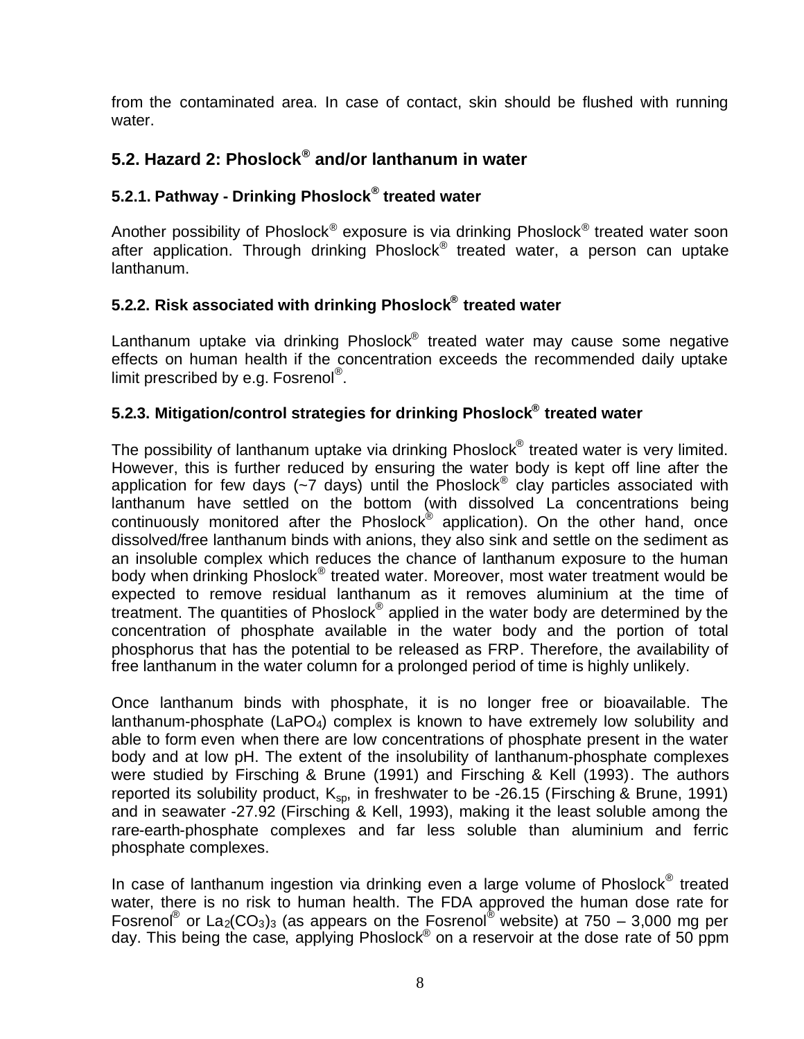from the contaminated area. In case of contact, skin should be flushed with running water.

## 5.2. Hazard 2: Phoslock® and/or lanthanum in water

### 5.2.1. Pathway - Drinking Phoslock® treated water

Another possibility of Phoslock® exposure is via drinking Phoslock® treated water soon after application. Through drinking Phoslock® treated water, a person can uptake lanthanum.

### 5.2.2. Risk associated with drinking Phoslock® treated water

Lanthanum uptake via drinking Phoslock® treated water may cause some negative effects on human health if the concentration exceeds the recommended daily uptake limit prescribed by e.g. Fosrenol®.

### 5.2.3. Mitigation/control strategies for drinking Phoslock® treated water

The possibility of lanthanum uptake via drinking Phoslock® treated water is very limited. However, this is further reduced by ensuring the water body is kept off line after the application for few days (~7 days) until the Phoslock® clay particles associated with lanthanum have settled on the bottom (with dissolved La concentrations being continuously monitored after the Phoslock® application). On the other hand, once dissolved/free lanthanum binds with anions, they also sink and settle on the sediment as an insoluble complex which reduces the chance of lanthanum exposure to the human body when drinking Phoslock® treated water. Moreover, most water treatment would be expected to remove residual lanthanum as it removes aluminium at the time of treatment. The quantities of Phoslock® applied in the water body are determined by the concentration of phosphate available in the water body and the portion of total phosphorus that has the potential to be released as FRP. Therefore, the availability of free lanthanum in the water column for a prolonged period of time is highly unlikely.

Once lanthanum binds with phosphate, it is no longer free or bioavailable. The lanthanum-phosphate ($LaPO_4$) complex is known to have extremely low solubility and able to form even when there are low concentrations of phosphate present in the water body and at low pH. The extent of the insolubility of lanthanum-phosphate complexes were studied by Firsching & Brune (1991) and Firsching & Kell (1993). The authors reported its solubility product, $K_{sp}$, in freshwater to be -26.15 (Firsching & Brune, 1991) and in seawater -27.92 (Firsching & Kell, 1993), making it the least soluble among the rare-earth-phosphate complexes and far less soluble than aluminium and ferric phosphate complexes.

In case of lanthanum ingestion via drinking even a large volume of Phoslock® treated water, there is no risk to human health. The FDA approved the human dose rate for Fosrenol® or $La_2(CO_3)_3$ (as appears on the Fosrenol® website) at 750 – 3,000 mg per day. This being the case, applying Phoslock® on a reservoir at the dose rate of 50 ppm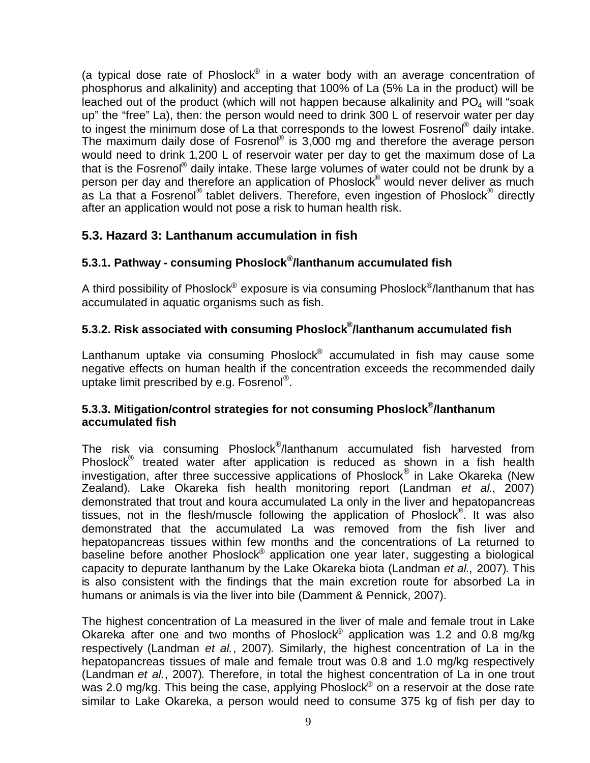(a typical dose rate of Phoslock® in a water body with an average concentration of phosphorus and alkalinity) and accepting that 100% of La (5% La in the product) will be leached out of the product (which will not happen because alkalinity and $PO_4$ will "soak up" the "free" La), then: the person would need to drink 300 L of reservoir water per day to ingest the minimum dose of La that corresponds to the lowest Fosrenol® daily intake. The maximum daily dose of Fosrenol® is 3,000 mg and therefore the average person would need to drink 1,200 L of reservoir water per day to get the maximum dose of La that is the Fosrenol® daily intake. These large volumes of water could not be drunk by a person per day and therefore an application of Phoslock® would never deliver as much as La that a Fosrenol® tablet delivers. Therefore, even ingestion of Phoslock® directly after an application would not pose a risk to human health risk.

## 5.3. Hazard 3: Lanthanum accumulation in fish

### 5.3.1. Pathway - consuming Phoslock®/lanthanum accumulated fish

A third possibility of Phoslock® exposure is via consuming Phoslock®/lanthanum that has accumulated in aquatic organisms such as fish.

### 5.3.2. Risk associated with consuming Phoslock®/lanthanum accumulated fish

Lanthanum uptake via consuming Phoslock® accumulated in fish may cause some negative effects on human health if the concentration exceeds the recommended daily uptake limit prescribed by e.g. Fosrenol®.

### 5.3.3. Mitigation/control strategies for not consuming Phoslock®/lanthanum accumulated fish

The risk via consuming Phoslock®/lanthanum accumulated fish harvested from Phoslock® treated water after application is reduced as shown in a fish health investigation, after three successive applications of Phoslock® in Lake Okareka (New Zealand). Lake Okareka fish health monitoring report (Landman *et al.*, 2007) demonstrated that trout and koura accumulated La only in the liver and hepatopancreas tissues, not in the flesh/muscle following the application of Phoslock®. It was also demonstrated that the accumulated La was removed from the fish liver and hepatopancreas tissues within few months and the concentrations of La returned to baseline before another Phoslock® application one year later, suggesting a biological capacity to depurate lanthanum by the Lake Okareka biota (Landman *et al.*, 2007). This is also consistent with the findings that the main excretion route for absorbed La in humans or animals is via the liver into bile (Damment & Pennick, 2007).

The highest concentration of La measured in the liver of male and female trout in Lake Okareka after one and two months of Phoslock® application was 1.2 and 0.8 mg/kg respectively (Landman *et al.*, 2007). Similarly, the highest concentration of La in the hepatopancreas tissues of male and female trout was 0.8 and 1.0 mg/kg respectively (Landman *et al.*, 2007). Therefore, in total the highest concentration of La in one trout was 2.0 mg/kg. This being the case, applying Phoslock® on a reservoir at the dose rate similar to Lake Okareka, a person would need to consume 375 kg of fish per day to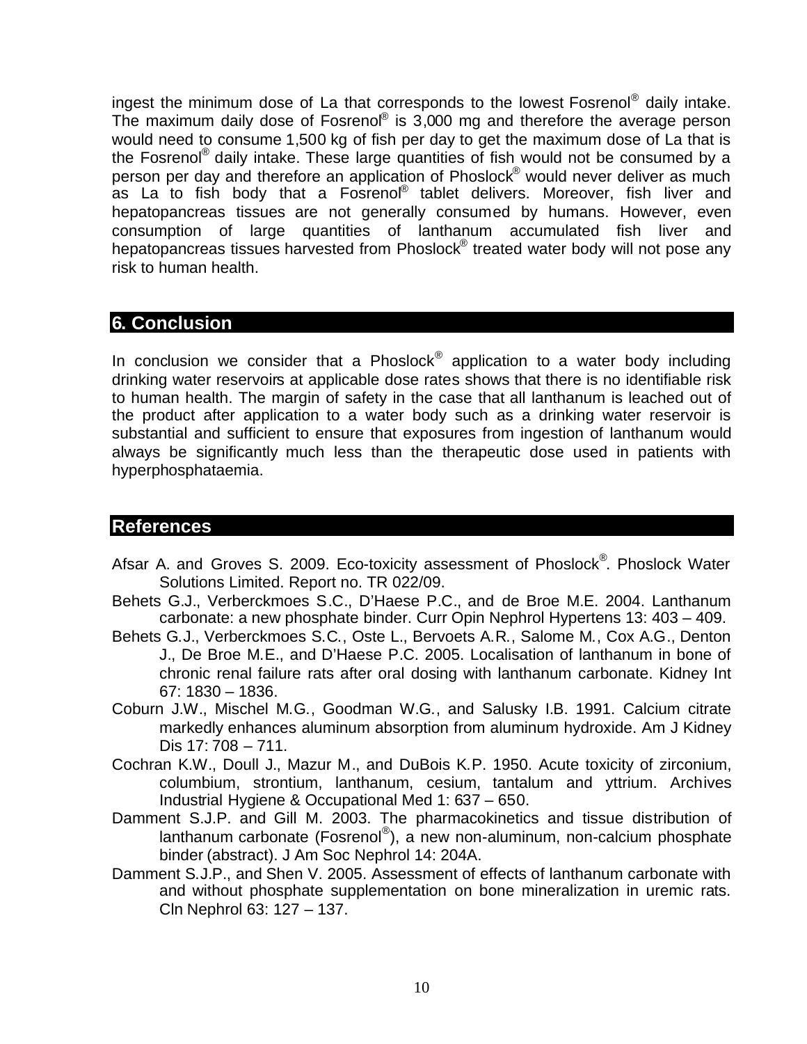ingest the minimum dose of La that corresponds to the lowest Fosrenol® daily intake. The maximum daily dose of Fosrenol® is 3,000 mg and therefore the average person would need to consume 1,500 kg of fish per day to get the maximum dose of La that is the Fosrenol® daily intake. These large quantities of fish would not be consumed by a person per day and therefore an application of Phoslock® would never deliver as much as La to fish body that a Fosrenol® tablet delivers. Moreover, fish liver and hepatopancreas tissues are not generally consumed by humans. However, even consumption of large quantities of lanthanum accumulated fish liver and hepatopancreas tissues harvested from Phoslock® treated water body will not pose any risk to human health.

## 6. Conclusion

In conclusion we consider that a Phoslock® application to a water body including drinking water reservoirs at applicable dose rates shows that there is no identifiable risk to human health. The margin of safety in the case that all lanthanum is leached out of the product after application to a water body such as a drinking water reservoir is substantial and sufficient to ensure that exposures from ingestion of lanthanum would always be significantly much less than the therapeutic dose used in patients with hyperphosphataemia.

## References

Afsar A. and Groves S. 2009. Eco-toxicity assessment of Phoslock®. Phoslock Water Solutions Limited. Report no. TR 022/09.

Behets G.J., Verberckmoes S.C., D'Haese P.C., and de Broe M.E. 2004. Lanthanum carbonate: a new phosphate binder. Curr Opin Nephrol Hypertens 13: 403 – 409.

Behets G.J., Verberckmoes S.C., Oste L., Bervoets A.R., Salome M., Cox A.G., Denton J., De Broe M.E., and D'Haese P.C. 2005. Localisation of lanthanum in bone of chronic renal failure rats after oral dosing with lanthanum carbonate. Kidney Int 67: 1830 – 1836.

Coburn J.W., Mischel M.G., Goodman W.G., and Salusky I.B. 1991. Calcium citrate markedly enhances aluminum absorption from aluminum hydroxide. Am J Kidney Dis 17: 708 – 711.

Cochran K.W., Doull J., Mazur M., and DuBois K.P. 1950. Acute toxicity of zirconium, columbium, strontium, lanthanum, cesium, tantalum and yttrium. Archives Industrial Hygiene & Occupational Med 1: 637 – 650.

Damment S.J.P. and Gill M. 2003. The pharmacokinetics and tissue distribution of lanthanum carbonate (Fosrenol®), a new non-aluminum, non-calcium phosphate binder (abstract). J Am Soc Nephrol 14: 204A.

Damment S.J.P., and Shen V. 2005. Assessment of effects of lanthanum carbonate with and without phosphate supplementation on bone mineralization in uremic rats. Cln Nephrol 63: 127 – 137.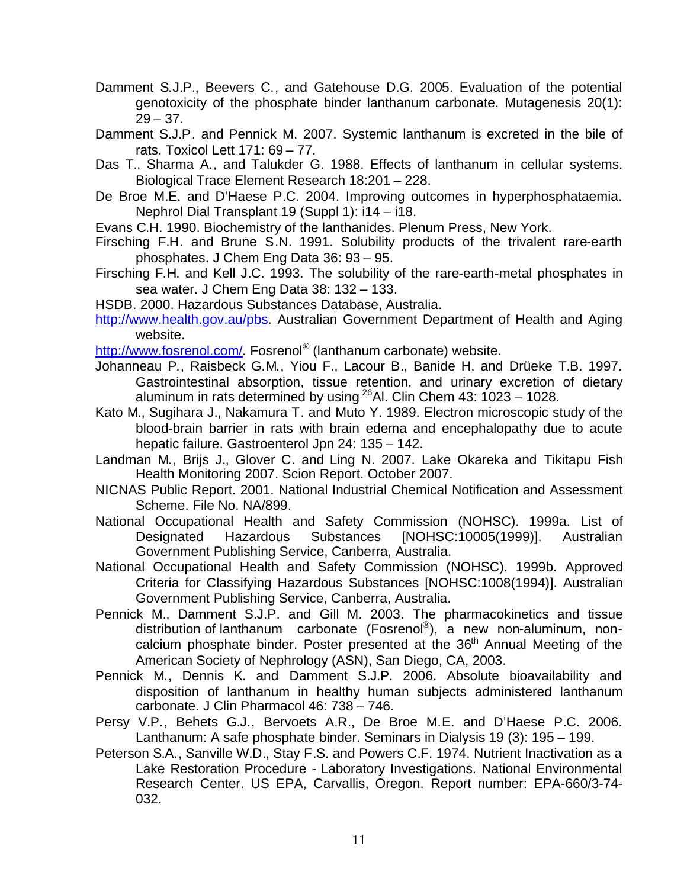Damment S.J.P., Beevers C., and Gatehouse D.G. 2005. Evaluation of the potential genotoxicity of the phosphate binder lanthanum carbonate. Mutagenesis 20(1): 29 – 37.

Damment S.J.P. and Pennick M. 2007. Systemic lanthanum is excreted in the bile of rats. Toxicol Lett 171: 69 – 77.

Das T., Sharma A., and Talukder G. 1988. Effects of lanthanum in cellular systems. Biological Trace Element Research 18:201 – 228.

De Broe M.E. and D'Haese P.C. 2004. Improving outcomes in hyperphosphataemia. Nephrol Dial Transplant 19 (Suppl 1): i14 – i18.

Evans C.H. 1990. Biochemistry of the lanthanides. Plenum Press, New York.

Firsching F.H. and Brune S.N. 1991. Solubility products of the trivalent rare-earth phosphates. J Chem Eng Data 36: 93 – 95.

Firsching F.H. and Kell J.C. 1993. The solubility of the rare-earth-metal phosphates in sea water. J Chem Eng Data 38: 132 – 133.

HSDB. 2000. Hazardous Substances Database, Australia.

[http://www.health.gov.au/pbs](http://www.health.gov.au/pbs). Australian Government Department of Health and Aging website.

[http://www.fosrenol.com/](http://www.fosrenol.com/). Fosrenol® (lanthanum carbonate) website.

Johanneau P., Raisbeck G.M., Yiou F., Lacour B., Banide H. and Drüeke T.B. 1997. Gastrointestinal absorption, tissue retention, and urinary excretion of dietary aluminum in rats determined by using $^{26}$Al. Clin Chem 43: 1023 – 1028.

Kato M., Sugihara J., Nakamura T. and Muto Y. 1989. Electron microscopic study of the blood-brain barrier in rats with brain edema and encephalopathy due to acute hepatic failure. Gastroenterol Jpn 24: 135 – 142.

Landman M., Brijs J., Glover C. and Ling N. 2007. Lake Okareka and Tikitapu Fish Health Monitoring 2007. Scion Report. October 2007.

NICNAS Public Report. 2001. National Industrial Chemical Notification and Assessment Scheme. File No. NA/899.

National Occupational Health and Safety Commission (NOHSC). 1999a. List of Designated Hazardous Substances [NOHSC:10005(1999)]. Australian Government Publishing Service, Canberra, Australia.

National Occupational Health and Safety Commission (NOHSC). 1999b. Approved Criteria for Classifying Hazardous Substances [NOHSC:1008(1994)]. Australian Government Publishing Service, Canberra, Australia.

Pennick M., Damment S.J.P. and Gill M. 2003. The pharmacokinetics and tissue distribution of lanthanum carbonate (Fosrenol®), a new non-aluminum, non-calcium phosphate binder. Poster presented at the 36th Annual Meeting of the American Society of Nephrology (ASN), San Diego, CA, 2003.

Pennick M., Dennis K. and Damment S.J.P. 2006. Absolute bioavailability and disposition of lanthanum in healthy human subjects administered lanthanum carbonate. J Clin Pharmacol 46: 738 – 746.

Persy V.P., Behets G.J., Bervoets A.R., De Broe M.E. and D'Haese P.C. 2006. Lanthanum: A safe phosphate binder. Seminars in Dialysis 19 (3): 195 – 199.

Peterson S.A., Sanville W.D., Stay F.S. and Powers C.F. 1974. Nutrient Inactivation as a Lake Restoration Procedure - Laboratory Investigations. National Environmental Research Center. US EPA, Carvallis, Oregon. Report number: EPA-660/3-74-032.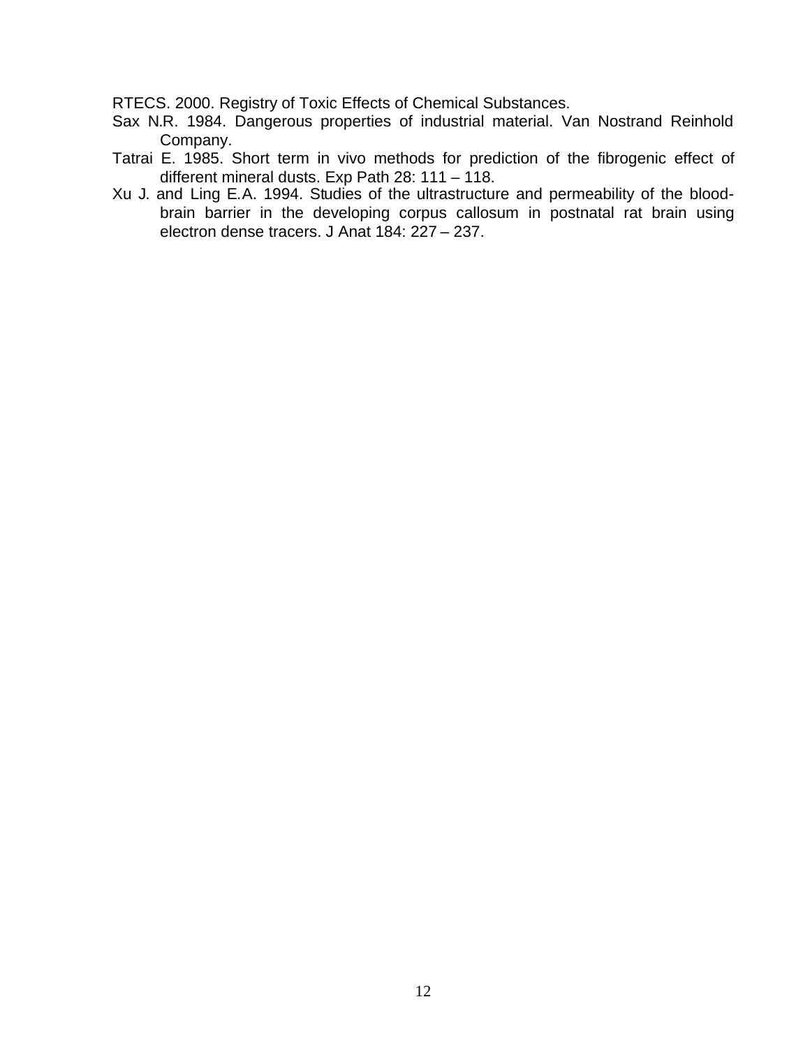RTECS. 2000. Registry of Toxic Effects of Chemical Substances.

Sax N.R. 1984. Dangerous properties of industrial material. Van Nostrand Reinhold Company.

Tatrai E. 1985. Short term in vivo methods for prediction of the fibrogenic effect of different mineral dusts. Exp Path 28: 111 – 118.

Xu J. and Ling E.A. 1994. Studies of the ultrastructure and permeability of the blood-brain barrier in the developing corpus callosum in postnatal rat brain using electron dense tracers. J Anat 184: 227 – 237.